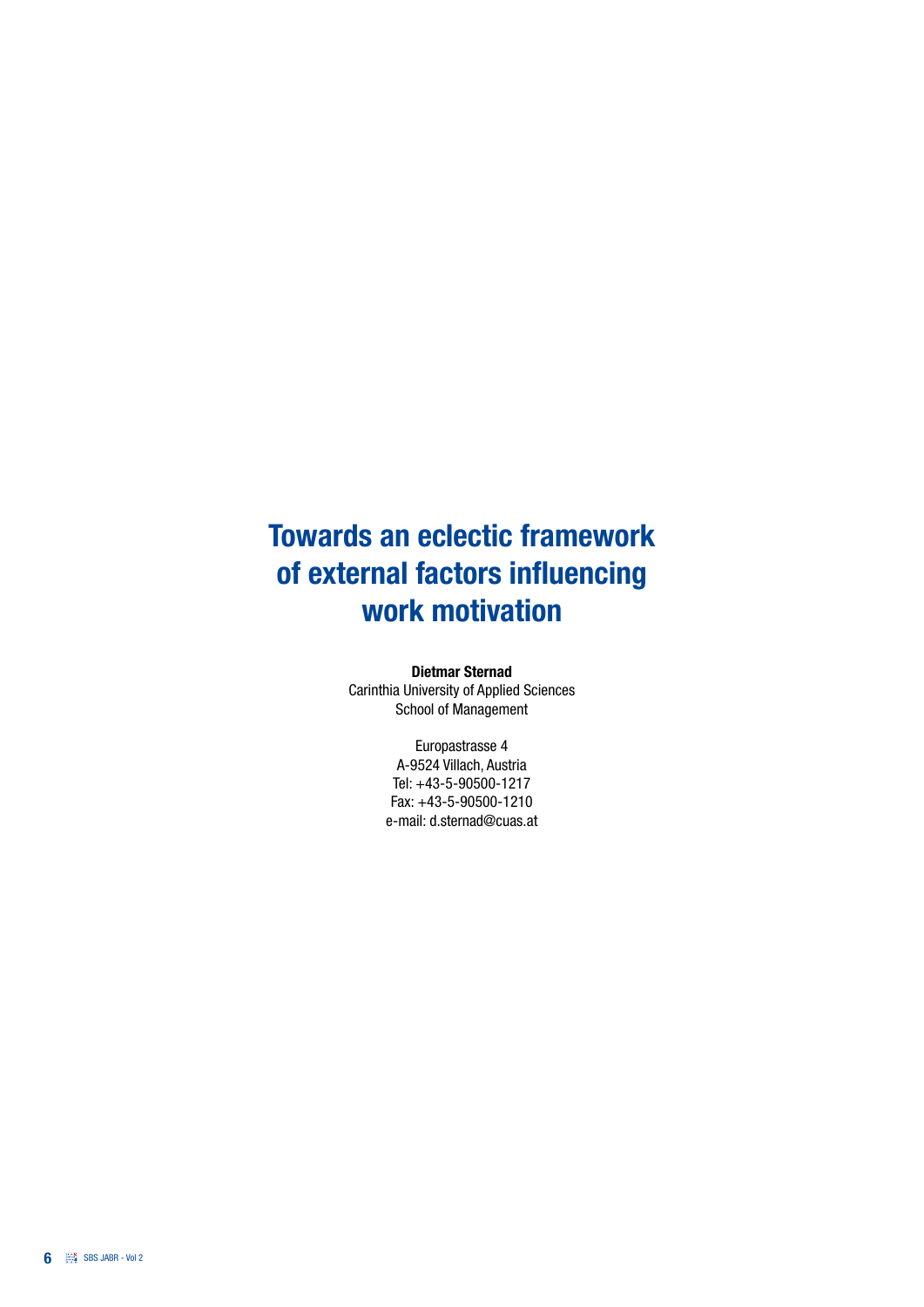# Towards an eclectic framework of external factors influencing work motivation

**Dietmar Sternad**
Carinthia University of Applied Sciences
School of Management

Europastrasse 4
A-9524 Villach, Austria
Tel: +43-5-90500-1217
Fax: +43-5-90500-1210
e-mail: d.sternad@cuas.at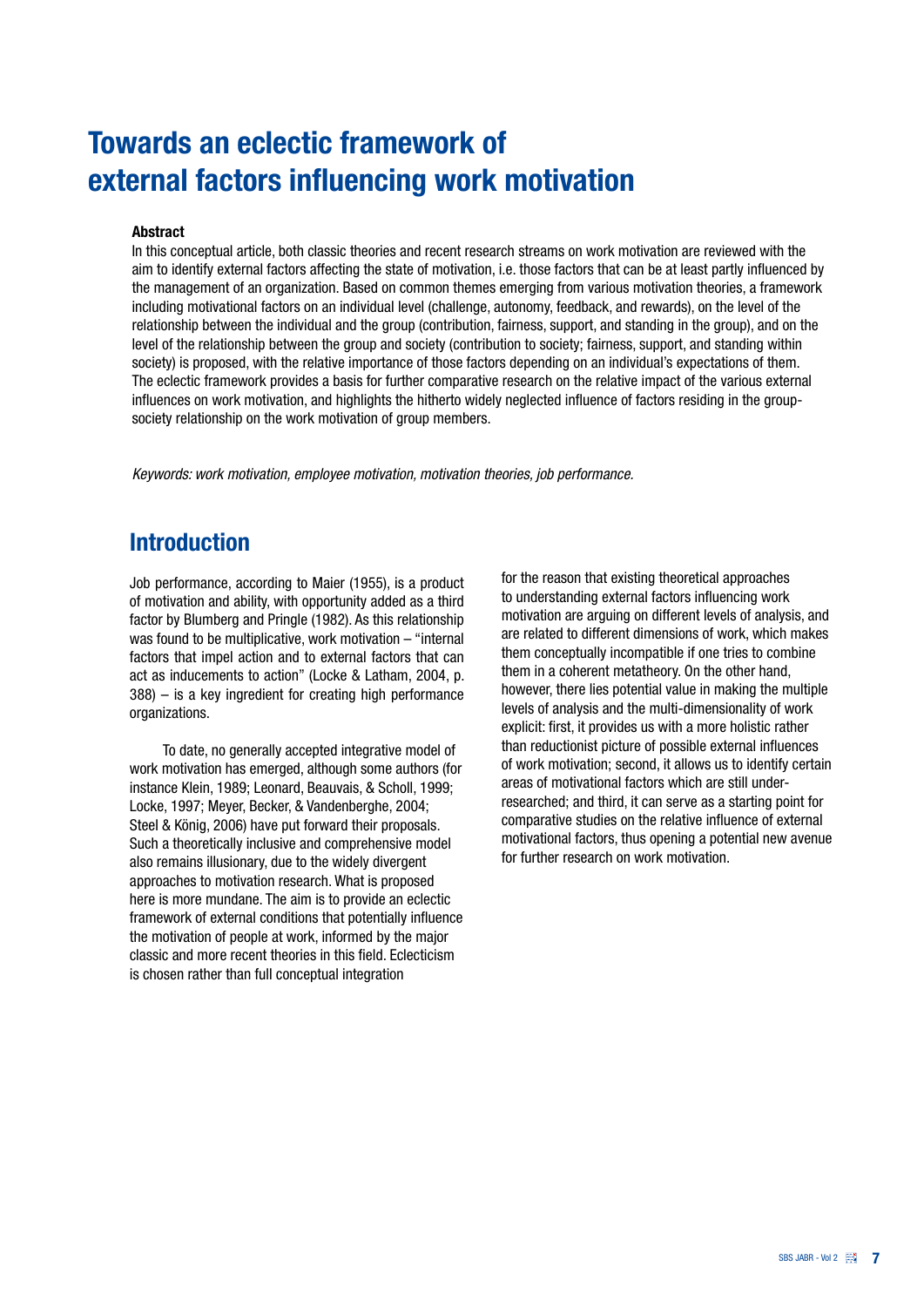# Towards an eclectic framework of external factors influencing work motivation

**Abstract**

In this conceptual article, both classic theories and recent research streams on work motivation are reviewed with the aim to identify external factors affecting the state of motivation, i.e. those factors that can be at least partly influenced by the management of an organization. Based on common themes emerging from various motivation theories, a framework including motivational factors on an individual level (challenge, autonomy, feedback, and rewards), on the level of the relationship between the individual and the group (contribution, fairness, support, and standing in the group), and on the level of the relationship between the group and society (contribution to society; fairness, support, and standing within society) is proposed, with the relative importance of those factors depending on an individual's expectations of them. The eclectic framework provides a basis for further comparative research on the relative impact of the various external influences on work motivation, and highlights the hitherto widely neglected influence of factors residing in the group-society relationship on the work motivation of group members.

*Keywords: work motivation, employee motivation, motivation theories, job performance.*

## Introduction

Job performance, according to Maier (1955), is a product of motivation and ability, with opportunity added as a third factor by Blumberg and Pringle (1982). As this relationship was found to be multiplicative, work motivation – "internal factors that impel action and to external factors that can act as inducements to action" (Locke & Latham, 2004, p. 388) – is a key ingredient for creating high performance organizations.

To date, no generally accepted integrative model of work motivation has emerged, although some authors (for instance Klein, 1989; Leonard, Beauvais, & Scholl, 1999; Locke, 1997; Meyer, Becker, & Vandenberghe, 2004; Steel & König, 2006) have put forward their proposals. Such a theoretically inclusive and comprehensive model also remains illusionary, due to the widely divergent approaches to motivation research. What is proposed here is more mundane. The aim is to provide an eclectic framework of external conditions that potentially influence the motivation of people at work, informed by the major classic and more recent theories in this field. Eclecticism is chosen rather than full conceptual integration for the reason that existing theoretical approaches to understanding external factors influencing work motivation are arguing on different levels of analysis, and are related to different dimensions of work, which makes them conceptually incompatible if one tries to combine them in a coherent metatheory. On the other hand, however, there lies potential value in making the multiple levels of analysis and the multi-dimensionality of work explicit: first, it provides us with a more holistic rather than reductionist picture of possible external influences of work motivation; second, it allows us to identify certain areas of motivational factors which are still under-researched; and third, it can serve as a starting point for comparative studies on the relative influence of external motivational factors, thus opening a potential new avenue for further research on work motivation.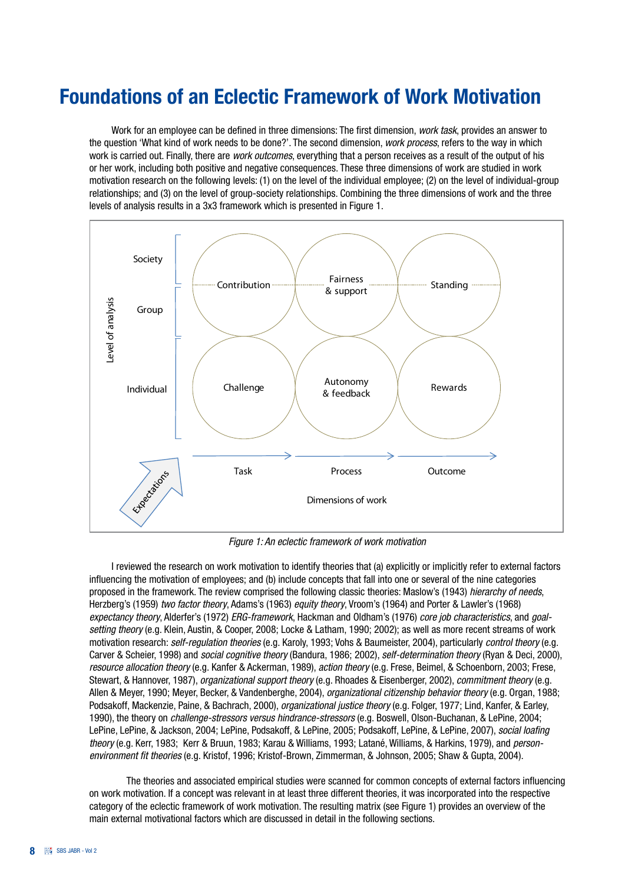# Foundations of an Eclectic Framework of Work Motivation

Work for an employee can be defined in three dimensions: The first dimension, *work task*, provides an answer to the question 'What kind of work needs to be done?'. The second dimension, *work process*, refers to the way in which work is carried out. Finally, there are *work outcomes*, everything that a person receives as a result of the output of his or her work, including both positive and negative consequences. These three dimensions of work are studied in work motivation research on the following levels: (1) on the level of the individual employee; (2) on the level of individual-group relationships; and (3) on the level of group-society relationships. Combining the three dimensions of work and the three levels of analysis results in a 3x3 framework which is presented in Figure 1.

*Figure 1: An eclectic framework of work motivation*

I reviewed the research on work motivation to identify theories that (a) explicitly or implicitly refer to external factors influencing the motivation of employees; and (b) include concepts that fall into one or several of the nine categories proposed in the framework. The review comprised the following classic theories: Maslow's (1943) *hierarchy of needs*, Herzberg's (1959) *two factor theory*, Adams's (1963) *equity theory*, Vroom's (1964) and Porter & Lawler's (1968) *expectancy theory*, Alderfer's (1972) *ERG-framework*, Hackman and Oldham's (1976) *core job characteristics*, and *goal-setting theory* (e.g. Klein, Austin, & Cooper, 2008; Locke & Latham, 1990; 2002); as well as more recent streams of work motivation research: *self-regulation theories* (e.g. Karoly, 1993; Vohs & Baumeister, 2004), particularly *control theory* (e.g. Carver & Scheier, 1998) and *social cognitive theory* (Bandura, 1986; 2002), *self-determination theory* (Ryan & Deci, 2000), *resource allocation theory* (e.g. Kanfer & Ackerman, 1989), *action theory* (e.g. Frese, Beimel, & Schoenborn, 2003; Frese, Stewart, & Hannover, 1987), *organizational support theory* (e.g. Rhoades & Eisenberger, 2002), *commitment theory* (e.g. Allen & Meyer, 1990; Meyer, Becker, & Vandenberghe, 2004), *organizational citizenship behavior theory* (e.g. Organ, 1988; Podsakoff, Mackenzie, Paine, & Bachrach, 2000), *organizational justice theory* (e.g. Folger, 1977; Lind, Kanfer, & Earley, 1990), the theory on *challenge-stressors versus hindrance-stressors* (e.g. Boswell, Olson-Buchanan, & LePine, 2004; LePine, LePine, & Jackson, 2004; LePine, Podsakoff, & LePine, 2005; Podsakoff, LePine, & LePine, 2007), *social loafing theory* (e.g. Kerr, 1983; Kerr & Bruun, 1983; Karau & Williams, 1993; Latané, Williams, & Harkins, 1979), and *person-environment fit theories* (e.g. Kristof, 1996; Kristof-Brown, Zimmerman, & Johnson, 2005; Shaw & Gupta, 2004).

The theories and associated empirical studies were scanned for common concepts of external factors influencing on work motivation. If a concept was relevant in at least three different theories, it was incorporated into the respective category of the eclectic framework of work motivation. The resulting matrix (see Figure 1) provides an overview of the main external motivational factors which are discussed in detail in the following sections.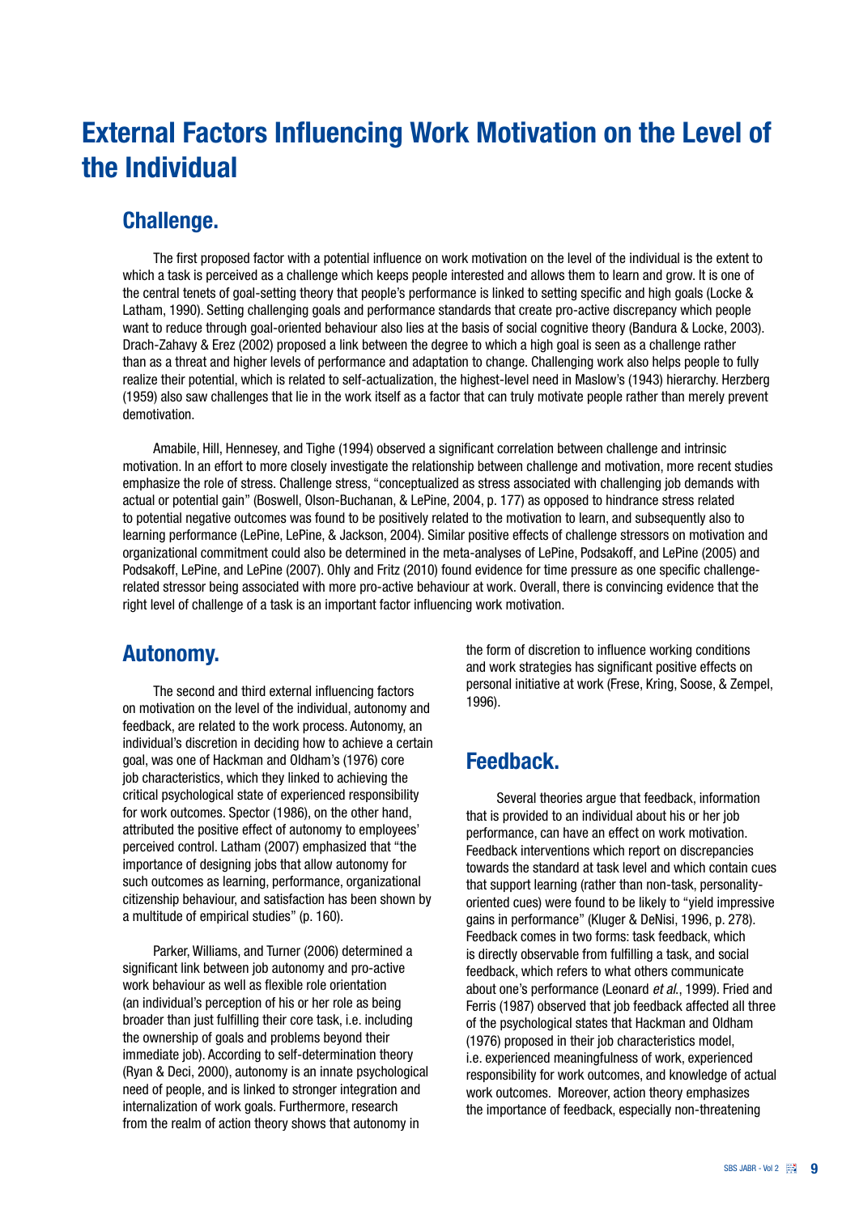# External Factors Influencing Work Motivation on the Level of the Individual

## Challenge.

The first proposed factor with a potential influence on work motivation on the level of the individual is the extent to which a task is perceived as a challenge which keeps people interested and allows them to learn and grow. It is one of the central tenets of goal-setting theory that people's performance is linked to setting specific and high goals (Locke & Latham, 1990). Setting challenging goals and performance standards that create pro-active discrepancy which people want to reduce through goal-oriented behaviour also lies at the basis of social cognitive theory (Bandura & Locke, 2003). Drach-Zahavy & Erez (2002) proposed a link between the degree to which a high goal is seen as a challenge rather than as a threat and higher levels of performance and adaptation to change. Challenging work also helps people to fully realize their potential, which is related to self-actualization, the highest-level need in Maslow's (1943) hierarchy. Herzberg (1959) also saw challenges that lie in the work itself as a factor that can truly motivate people rather than merely prevent demotivation.

Amabile, Hill, Hennesey, and Tighe (1994) observed a significant correlation between challenge and intrinsic motivation. In an effort to more closely investigate the relationship between challenge and motivation, more recent studies emphasize the role of stress. Challenge stress, "conceptualized as stress associated with challenging job demands with actual or potential gain" (Boswell, Olson-Buchanan, & LePine, 2004, p. 177) as opposed to hindrance stress related to potential negative outcomes was found to be positively related to the motivation to learn, and subsequently also to learning performance (LePine, LePine, & Jackson, 2004). Similar positive effects of challenge stressors on motivation and organizational commitment could also be determined in the meta-analyses of LePine, Podsakoff, and LePine (2005) and Podsakoff, LePine, and LePine (2007). Ohly and Fritz (2010) found evidence for time pressure as one specific challenge-related stressor being associated with more pro-active behaviour at work. Overall, there is convincing evidence that the right level of challenge of a task is an important factor influencing work motivation.

## Autonomy.

The second and third external influencing factors on motivation on the level of the individual, autonomy and feedback, are related to the work process. Autonomy, an individual's discretion in deciding how to achieve a certain goal, was one of Hackman and Oldham's (1976) core job characteristics, which they linked to achieving the critical psychological state of experienced responsibility for work outcomes. Spector (1986), on the other hand, attributed the positive effect of autonomy to employees' perceived control. Latham (2007) emphasized that "the importance of designing jobs that allow autonomy for such outcomes as learning, performance, organizational citizenship behaviour, and satisfaction has been shown by a multitude of empirical studies" (p. 160).

Parker, Williams, and Turner (2006) determined a significant link between job autonomy and pro-active work behaviour as well as flexible role orientation (an individual's perception of his or her role as being broader than just fulfilling their core task, i.e. including the ownership of goals and problems beyond their immediate job). According to self-determination theory (Ryan & Deci, 2000), autonomy is an innate psychological need of people, and is linked to stronger integration and internalization of work goals. Furthermore, research from the realm of action theory shows that autonomy in the form of discretion to influence working conditions and work strategies has significant positive effects on personal initiative at work (Frese, Kring, Soose, & Zempel, 1996).

## Feedback.

Several theories argue that feedback, information that is provided to an individual about his or her job performance, can have an effect on work motivation. Feedback interventions which report on discrepancies towards the standard at task level and which contain cues that support learning (rather than non-task, personality-oriented cues) were found to be likely to "yield impressive gains in performance" (Kluger & DeNisi, 1996, p. 278). Feedback comes in two forms: task feedback, which is directly observable from fulfilling a task, and social feedback, which refers to what others communicate about one's performance (Leonard *et al.*, 1999). Fried and Ferris (1987) observed that job feedback affected all three of the psychological states that Hackman and Oldham (1976) proposed in their job characteristics model, i.e. experienced meaningfulness of work, experienced responsibility for work outcomes, and knowledge of actual work outcomes. Moreover, action theory emphasizes the importance of feedback, especially non-threatening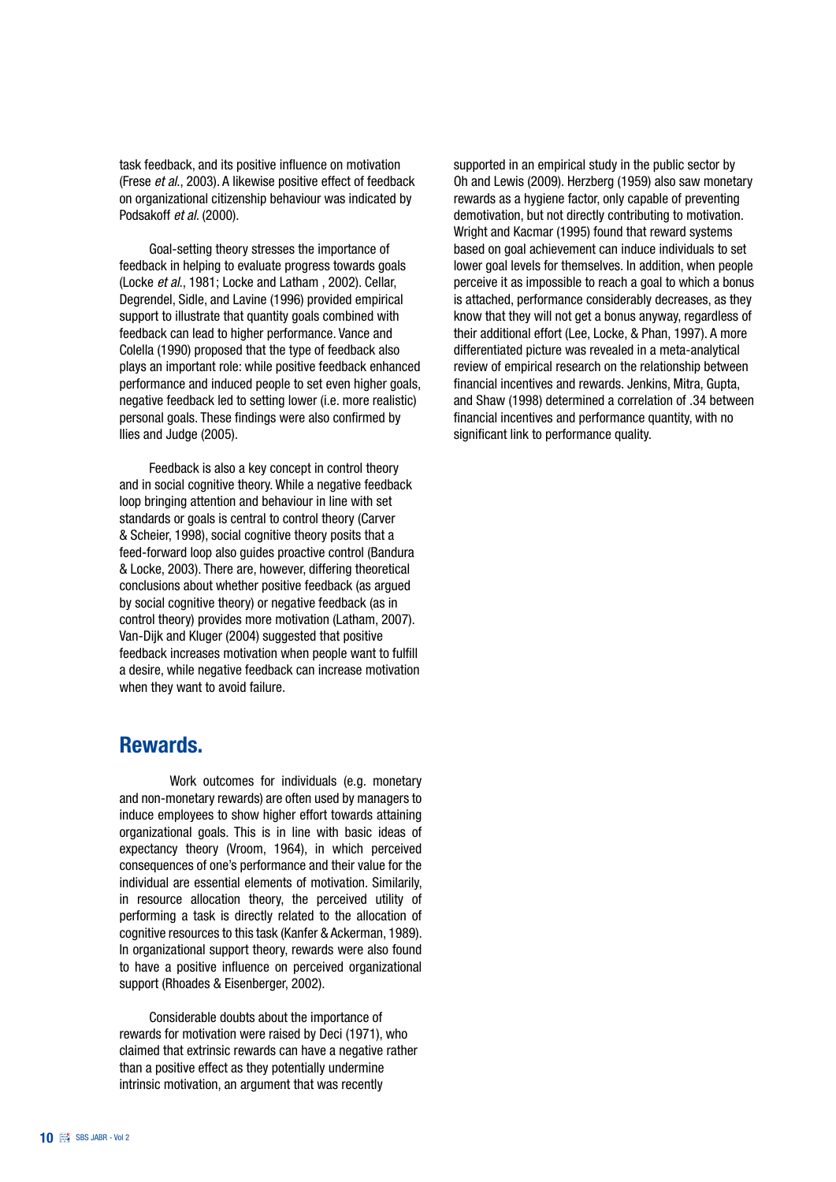task feedback, and its positive influence on motivation (Frese *et al.*, 2003). A likewise positive effect of feedback on organizational citizenship behaviour was indicated by Podsakoff *et al.* (2000).

Goal-setting theory stresses the importance of feedback in helping to evaluate progress towards goals (Locke *et al.*, 1981; Locke and Latham , 2002). Cellar, Degrendel, Sidle, and Lavine (1996) provided empirical support to illustrate that quantity goals combined with feedback can lead to higher performance. Vance and Colella (1990) proposed that the type of feedback also plays an important role: while positive feedback enhanced performance and induced people to set even higher goals, negative feedback led to setting lower (i.e. more realistic) personal goals. These findings were also confirmed by Ilies and Judge (2005).

Feedback is also a key concept in control theory and in social cognitive theory. While a negative feedback loop bringing attention and behaviour in line with set standards or goals is central to control theory (Carver & Scheier, 1998), social cognitive theory posits that a feed-forward loop also guides proactive control (Bandura & Locke, 2003). There are, however, differing theoretical conclusions about whether positive feedback (as argued by social cognitive theory) or negative feedback (as in control theory) provides more motivation (Latham, 2007). Van-Dijk and Kluger (2004) suggested that positive feedback increases motivation when people want to fulfill a desire, while negative feedback can increase motivation when they want to avoid failure.

## Rewards.

Work outcomes for individuals (e.g. monetary and non-monetary rewards) are often used by managers to induce employees to show higher effort towards attaining organizational goals. This is in line with basic ideas of expectancy theory (Vroom, 1964), in which perceived consequences of one's performance and their value for the individual are essential elements of motivation. Similarly, in resource allocation theory, the perceived utility of performing a task is directly related to the allocation of cognitive resources to this task (Kanfer & Ackerman, 1989). In organizational support theory, rewards were also found to have a positive influence on perceived organizational support (Rhoades & Eisenberger, 2002).

Considerable doubts about the importance of rewards for motivation were raised by Deci (1971), who claimed that extrinsic rewards can have a negative rather than a positive effect as they potentially undermine intrinsic motivation, an argument that was recently supported in an empirical study in the public sector by Oh and Lewis (2009). Herzberg (1959) also saw monetary rewards as a hygiene factor, only capable of preventing demotivation, but not directly contributing to motivation. Wright and Kacmar (1995) found that reward systems based on goal achievement can induce individuals to set lower goal levels for themselves. In addition, when people perceive it as impossible to reach a goal to which a bonus is attached, performance considerably decreases, as they know that they will not get a bonus anyway, regardless of their additional effort (Lee, Locke, & Phan, 1997). A more differentiated picture was revealed in a meta-analytical review of empirical research on the relationship between financial incentives and rewards. Jenkins, Mitra, Gupta, and Shaw (1998) determined a correlation of .34 between financial incentives and performance quantity, with no significant link to performance quality.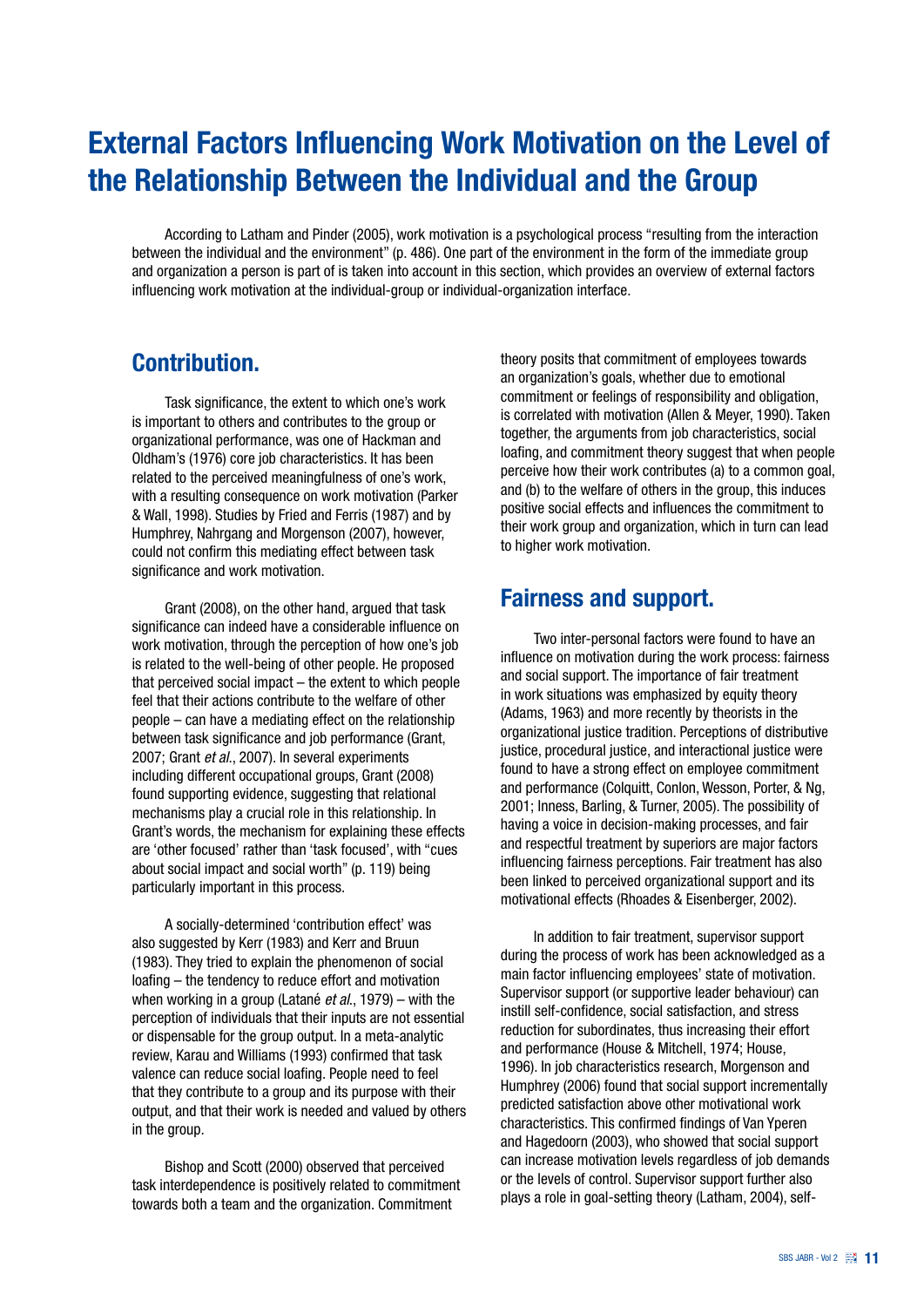# External Factors Influencing Work Motivation on the Level of the Relationship Between the Individual and the Group

According to Latham and Pinder (2005), work motivation is a psychological process "resulting from the interaction between the individual and the environment" (p. 486). One part of the environment in the form of the immediate group and organization a person is part of is taken into account in this section, which provides an overview of external factors influencing work motivation at the individual-group or individual-organization interface.

## Contribution.

Task significance, the extent to which one's work is important to others and contributes to the group or organizational performance, was one of Hackman and Oldham's (1976) core job characteristics. It has been related to the perceived meaningfulness of one's work, with a resulting consequence on work motivation (Parker & Wall, 1998). Studies by Fried and Ferris (1987) and by Humphrey, Nahrgang and Morgenson (2007), however, could not confirm this mediating effect between task significance and work motivation.

Grant (2008), on the other hand, argued that task significance can indeed have a considerable influence on work motivation, through the perception of how one's job is related to the well-being of other people. He proposed that perceived social impact – the extent to which people feel that their actions contribute to the welfare of other people – can have a mediating effect on the relationship between task significance and job performance (Grant, 2007; Grant *et al.*, 2007). In several experiments including different occupational groups, Grant (2008) found supporting evidence, suggesting that relational mechanisms play a crucial role in this relationship. In Grant's words, the mechanism for explaining these effects are 'other focused' rather than 'task focused', with "cues about social impact and social worth" (p. 119) being particularly important in this process.

A socially-determined 'contribution effect' was also suggested by Kerr (1983) and Kerr and Bruun (1983). They tried to explain the phenomenon of social loafing – the tendency to reduce effort and motivation when working in a group (Latané *et al.*, 1979) – with the perception of individuals that their inputs are not essential or dispensable for the group output. In a meta-analytic review, Karau and Williams (1993) confirmed that task valence can reduce social loafing. People need to feel that they contribute to a group and its purpose with their output, and that their work is needed and valued by others in the group.

Bishop and Scott (2000) observed that perceived task interdependence is positively related to commitment towards both a team and the organization. Commitment theory posits that commitment of employees towards an organization's goals, whether due to emotional commitment or feelings of responsibility and obligation, is correlated with motivation (Allen & Meyer, 1990). Taken together, the arguments from job characteristics, social loafing, and commitment theory suggest that when people perceive how their work contributes (a) to a common goal, and (b) to the welfare of others in the group, this induces positive social effects and influences the commitment to their work group and organization, which in turn can lead to higher work motivation.

## Fairness and support.

Two inter-personal factors were found to have an influence on motivation during the work process: fairness and social support. The importance of fair treatment in work situations was emphasized by equity theory (Adams, 1963) and more recently by theorists in the organizational justice tradition. Perceptions of distributive justice, procedural justice, and interactional justice were found to have a strong effect on employee commitment and performance (Colquitt, Conlon, Wesson, Porter, & Ng, 2001; Inness, Barling, & Turner, 2005). The possibility of having a voice in decision-making processes, and fair and respectful treatment by superiors are major factors influencing fairness perceptions. Fair treatment has also been linked to perceived organizational support and its motivational effects (Rhoades & Eisenberger, 2002).

In addition to fair treatment, supervisor support during the process of work has been acknowledged as a main factor influencing employees' state of motivation. Supervisor support (or supportive leader behaviour) can instill self-confidence, social satisfaction, and stress reduction for subordinates, thus increasing their effort and performance (House & Mitchell, 1974; House, 1996). In job characteristics research, Morgenson and Humphrey (2006) found that social support incrementally predicted satisfaction above other motivational work characteristics. This confirmed findings of Van Yperen and Hagedoorn (2003), who showed that social support can increase motivation levels regardless of job demands or the levels of control. Supervisor support further also plays a role in goal-setting theory (Latham, 2004), self-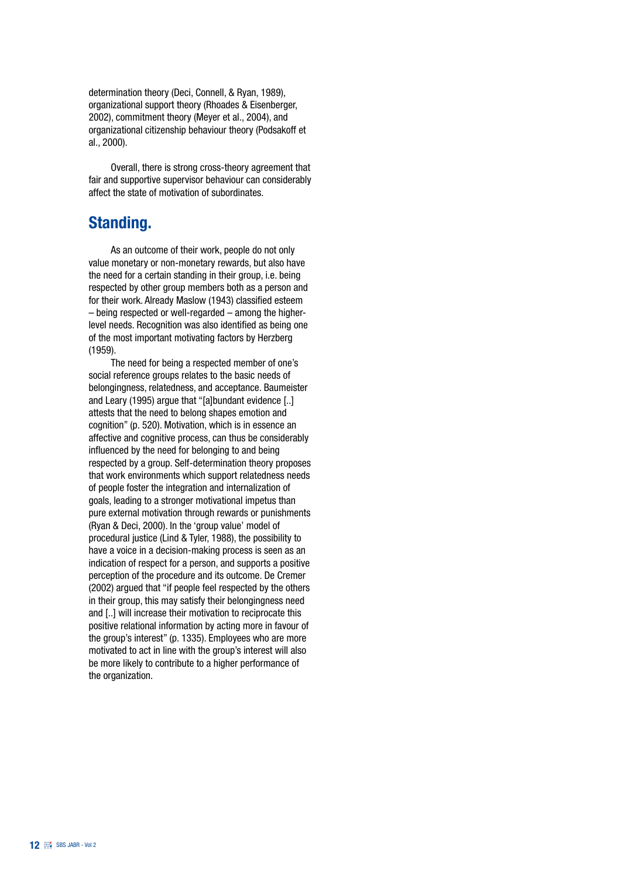determination theory (Deci, Connell, & Ryan, 1989), organizational support theory (Rhoades & Eisenberger, 2002), commitment theory (Meyer et al., 2004), and organizational citizenship behaviour theory (Podsakoff et al., 2000).

Overall, there is strong cross-theory agreement that fair and supportive supervisor behaviour can considerably affect the state of motivation of subordinates.

## Standing.

As an outcome of their work, people do not only value monetary or non-monetary rewards, but also have the need for a certain standing in their group, i.e. being respected by other group members both as a person and for their work. Already Maslow (1943) classified esteem – being respected or well-regarded – among the higher-level needs. Recognition was also identified as being one of the most important motivating factors by Herzberg (1959).

The need for being a respected member of one's social reference groups relates to the basic needs of belongingness, relatedness, and acceptance. Baumeister and Leary (1995) argue that "[a]bundant evidence [..] attests that the need to belong shapes emotion and cognition" (p. 520). Motivation, which is in essence an affective and cognitive process, can thus be considerably influenced by the need for belonging to and being respected by a group. Self-determination theory proposes that work environments which support relatedness needs of people foster the integration and internalization of goals, leading to a stronger motivational impetus than pure external motivation through rewards or punishments (Ryan & Deci, 2000). In the 'group value' model of procedural justice (Lind & Tyler, 1988), the possibility to have a voice in a decision-making process is seen as an indication of respect for a person, and supports a positive perception of the procedure and its outcome. De Cremer (2002) argued that "if people feel respected by the others in their group, this may satisfy their belongingness need and [..] will increase their motivation to reciprocate this positive relational information by acting more in favour of the group's interest" (p. 1335). Employees who are more motivated to act in line with the group's interest will also be more likely to contribute to a higher performance of the organization.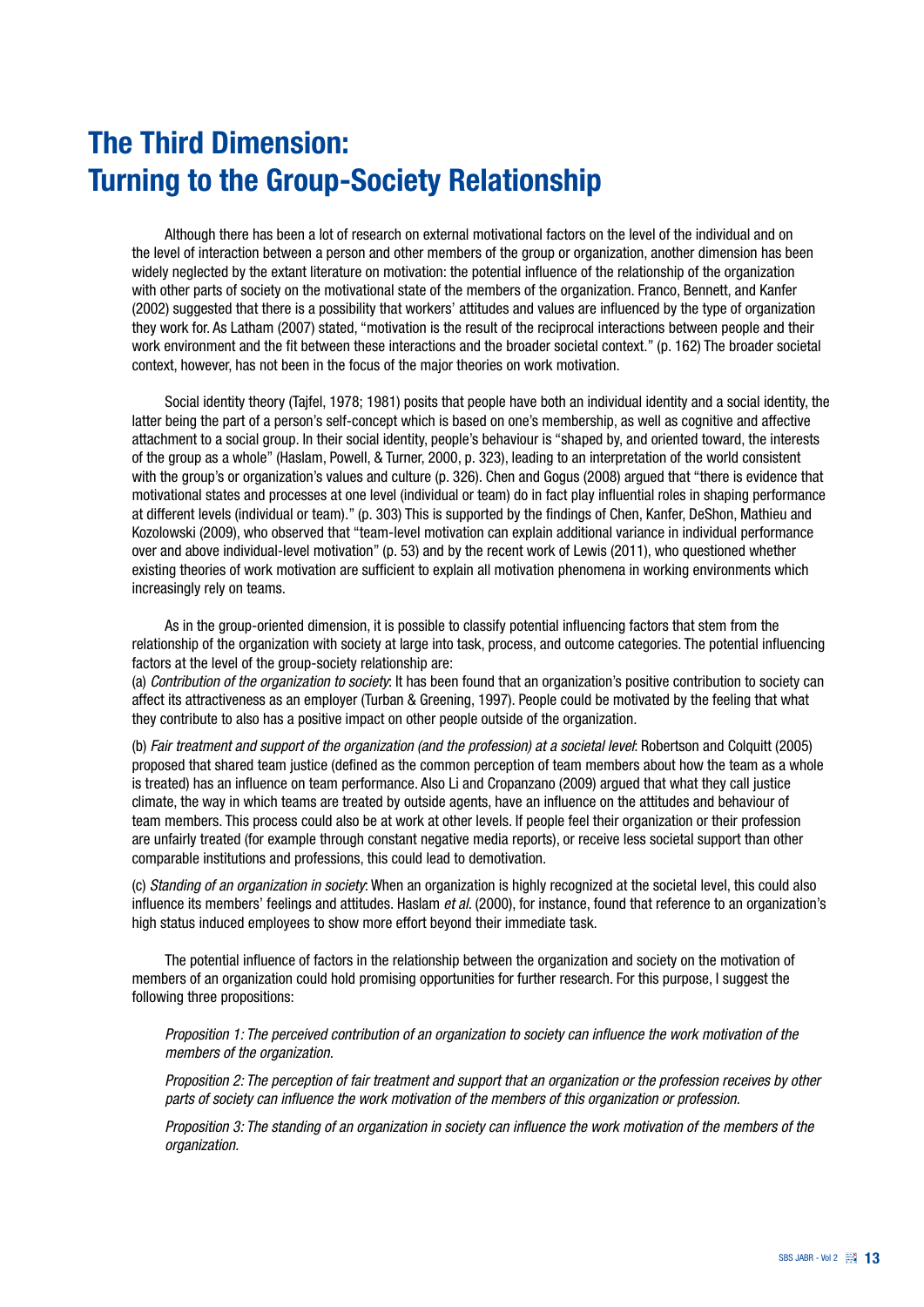# The Third Dimension: Turning to the Group-Society Relationship

Although there has been a lot of research on external motivational factors on the level of the individual and on the level of interaction between a person and other members of the group or organization, another dimension has been widely neglected by the extant literature on motivation: the potential influence of the relationship of the organization with other parts of society on the motivational state of the members of the organization. Franco, Bennett, and Kanfer (2002) suggested that there is a possibility that workers' attitudes and values are influenced by the type of organization they work for. As Latham (2007) stated, "motivation is the result of the reciprocal interactions between people and their work environment and the fit between these interactions and the broader societal context." (p. 162) The broader societal context, however, has not been in the focus of the major theories on work motivation.

Social identity theory (Tajfel, 1978; 1981) posits that people have both an individual identity and a social identity, the latter being the part of a person's self-concept which is based on one's membership, as well as cognitive and affective attachment to a social group. In their social identity, people's behaviour is "shaped by, and oriented toward, the interests of the group as a whole" (Haslam, Powell, & Turner, 2000, p. 323), leading to an interpretation of the world consistent with the group's or organization's values and culture (p. 326). Chen and Gogus (2008) argued that "there is evidence that motivational states and processes at one level (individual or team) do in fact play influential roles in shaping performance at different levels (individual or team)." (p. 303) This is supported by the findings of Chen, Kanfer, DeShon, Mathieu and Kozolowski (2009), who observed that "team-level motivation can explain additional variance in individual performance over and above individual-level motivation" (p. 53) and by the recent work of Lewis (2011), who questioned whether existing theories of work motivation are sufficient to explain all motivation phenomena in working environments which increasingly rely on teams.

As in the group-oriented dimension, it is possible to classify potential influencing factors that stem from the relationship of the organization with society at large into task, process, and outcome categories. The potential influencing factors at the level of the group-society relationship are:

(a) *Contribution of the organization to society*: It has been found that an organization's positive contribution to society can affect its attractiveness as an employer (Turban & Greening, 1997). People could be motivated by the feeling that what they contribute to also has a positive impact on other people outside of the organization.

(b) *Fair treatment and support of the organization (and the profession) at a societal level*: Robertson and Colquitt (2005) proposed that shared team justice (defined as the common perception of team members about how the team as a whole is treated) has an influence on team performance. Also Li and Cropanzano (2009) argued that what they call justice climate, the way in which teams are treated by outside agents, have an influence on the attitudes and behaviour of team members. This process could also be at work at other levels. If people feel their organization or their profession are unfairly treated (for example through constant negative media reports), or receive less societal support than other comparable institutions and professions, this could lead to demotivation.

(c) *Standing of an organization in society*: When an organization is highly recognized at the societal level, this could also influence its members' feelings and attitudes. Haslam *et al*. (2000), for instance, found that reference to an organization's high status induced employees to show more effort beyond their immediate task.

The potential influence of factors in the relationship between the organization and society on the motivation of members of an organization could hold promising opportunities for further research. For this purpose, I suggest the following three propositions:

*Proposition 1: The perceived contribution of an organization to society can influence the work motivation of the members of the organization.*

*Proposition 2: The perception of fair treatment and support that an organization or the profession receives by other parts of society can influence the work motivation of the members of this organization or profession.*

*Proposition 3: The standing of an organization in society can influence the work motivation of the members of the organization.*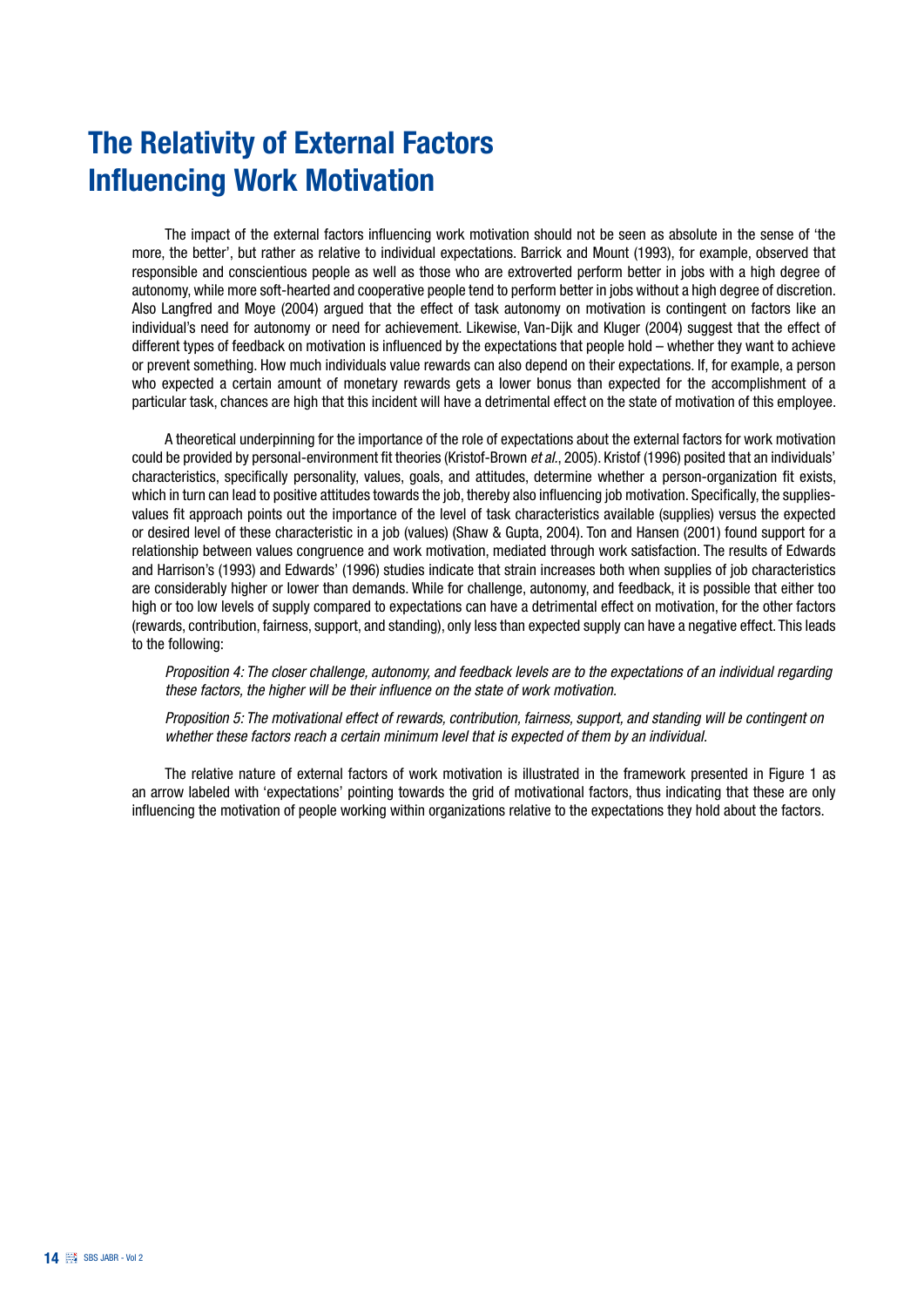# The Relativity of External Factors Influencing Work Motivation

The impact of the external factors influencing work motivation should not be seen as absolute in the sense of 'the more, the better', but rather as relative to individual expectations. Barrick and Mount (1993), for example, observed that responsible and conscientious people as well as those who are extroverted perform better in jobs with a high degree of autonomy, while more soft-hearted and cooperative people tend to perform better in jobs without a high degree of discretion. Also Langfred and Moye (2004) argued that the effect of task autonomy on motivation is contingent on factors like an individual's need for autonomy or need for achievement. Likewise, Van-Dijk and Kluger (2004) suggest that the effect of different types of feedback on motivation is influenced by the expectations that people hold – whether they want to achieve or prevent something. How much individuals value rewards can also depend on their expectations. If, for example, a person who expected a certain amount of monetary rewards gets a lower bonus than expected for the accomplishment of a particular task, chances are high that this incident will have a detrimental effect on the state of motivation of this employee.

A theoretical underpinning for the importance of the role of expectations about the external factors for work motivation could be provided by personal-environment fit theories (Kristof-Brown *et al.*, 2005). Kristof (1996) posited that an individuals' characteristics, specifically personality, values, goals, and attitudes, determine whether a person-organization fit exists, which in turn can lead to positive attitudes towards the job, thereby also influencing job motivation. Specifically, the supplies-values fit approach points out the importance of the level of task characteristics available (supplies) versus the expected or desired level of these characteristic in a job (values) (Shaw & Gupta, 2004). Ton and Hansen (2001) found support for a relationship between values congruence and work motivation, mediated through work satisfaction. The results of Edwards and Harrison's (1993) and Edwards' (1996) studies indicate that strain increases both when supplies of job characteristics are considerably higher or lower than demands. While for challenge, autonomy, and feedback, it is possible that either too high or too low levels of supply compared to expectations can have a detrimental effect on motivation, for the other factors (rewards, contribution, fairness, support, and standing), only less than expected supply can have a negative effect. This leads to the following:

*Proposition 4: The closer challenge, autonomy, and feedback levels are to the expectations of an individual regarding these factors, the higher will be their influence on the state of work motivation.*

*Proposition 5: The motivational effect of rewards, contribution, fairness, support, and standing will be contingent on whether these factors reach a certain minimum level that is expected of them by an individual.*

The relative nature of external factors of work motivation is illustrated in the framework presented in Figure 1 as an arrow labeled with 'expectations' pointing towards the grid of motivational factors, thus indicating that these are only influencing the motivation of people working within organizations relative to the expectations they hold about the factors.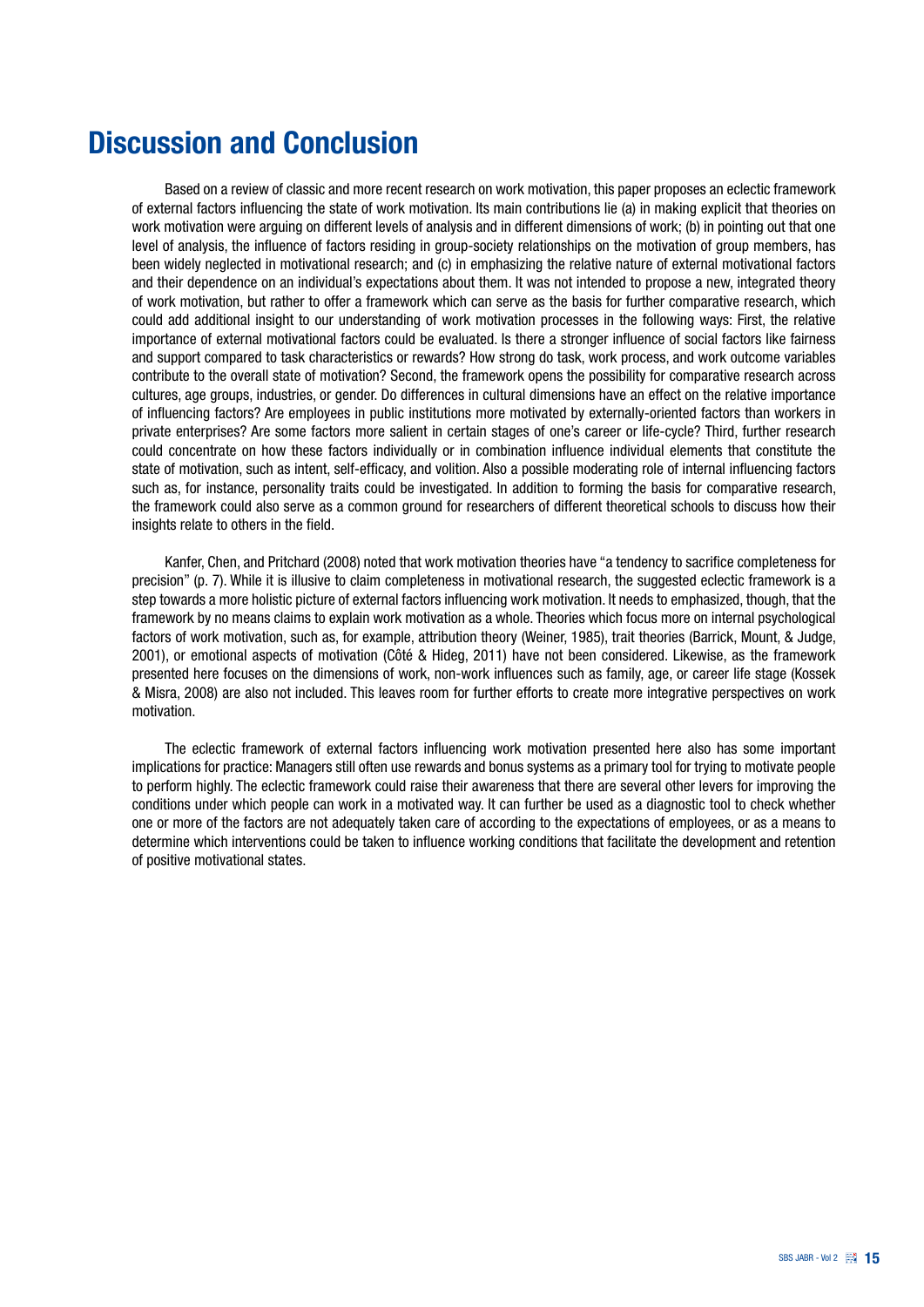# Discussion and Conclusion

Based on a review of classic and more recent research on work motivation, this paper proposes an eclectic framework of external factors influencing the state of work motivation. Its main contributions lie (a) in making explicit that theories on work motivation were arguing on different levels of analysis and in different dimensions of work; (b) in pointing out that one level of analysis, the influence of factors residing in group-society relationships on the motivation of group members, has been widely neglected in motivational research; and (c) in emphasizing the relative nature of external motivational factors and their dependence on an individual's expectations about them. It was not intended to propose a new, integrated theory of work motivation, but rather to offer a framework which can serve as the basis for further comparative research, which could add additional insight to our understanding of work motivation processes in the following ways: First, the relative importance of external motivational factors could be evaluated. Is there a stronger influence of social factors like fairness and support compared to task characteristics or rewards? How strong do task, work process, and work outcome variables contribute to the overall state of motivation? Second, the framework opens the possibility for comparative research across cultures, age groups, industries, or gender. Do differences in cultural dimensions have an effect on the relative importance of influencing factors? Are employees in public institutions more motivated by externally-oriented factors than workers in private enterprises? Are some factors more salient in certain stages of one's career or life-cycle? Third, further research could concentrate on how these factors individually or in combination influence individual elements that constitute the state of motivation, such as intent, self-efficacy, and volition. Also a possible moderating role of internal influencing factors such as, for instance, personality traits could be investigated. In addition to forming the basis for comparative research, the framework could also serve as a common ground for researchers of different theoretical schools to discuss how their insights relate to others in the field.

Kanfer, Chen, and Pritchard (2008) noted that work motivation theories have "a tendency to sacrifice completeness for precision" (p. 7). While it is illusive to claim completeness in motivational research, the suggested eclectic framework is a step towards a more holistic picture of external factors influencing work motivation. It needs to emphasized, though, that the framework by no means claims to explain work motivation as a whole. Theories which focus more on internal psychological factors of work motivation, such as, for example, attribution theory (Weiner, 1985), trait theories (Barrick, Mount, & Judge, 2001), or emotional aspects of motivation (Côté & Hideg, 2011) have not been considered. Likewise, as the framework presented here focuses on the dimensions of work, non-work influences such as family, age, or career life stage (Kossek & Misra, 2008) are also not included. This leaves room for further efforts to create more integrative perspectives on work motivation.

The eclectic framework of external factors influencing work motivation presented here also has some important implications for practice: Managers still often use rewards and bonus systems as a primary tool for trying to motivate people to perform highly. The eclectic framework could raise their awareness that there are several other levers for improving the conditions under which people can work in a motivated way. It can further be used as a diagnostic tool to check whether one or more of the factors are not adequately taken care of according to the expectations of employees, or as a means to determine which interventions could be taken to influence working conditions that facilitate the development and retention of positive motivational states.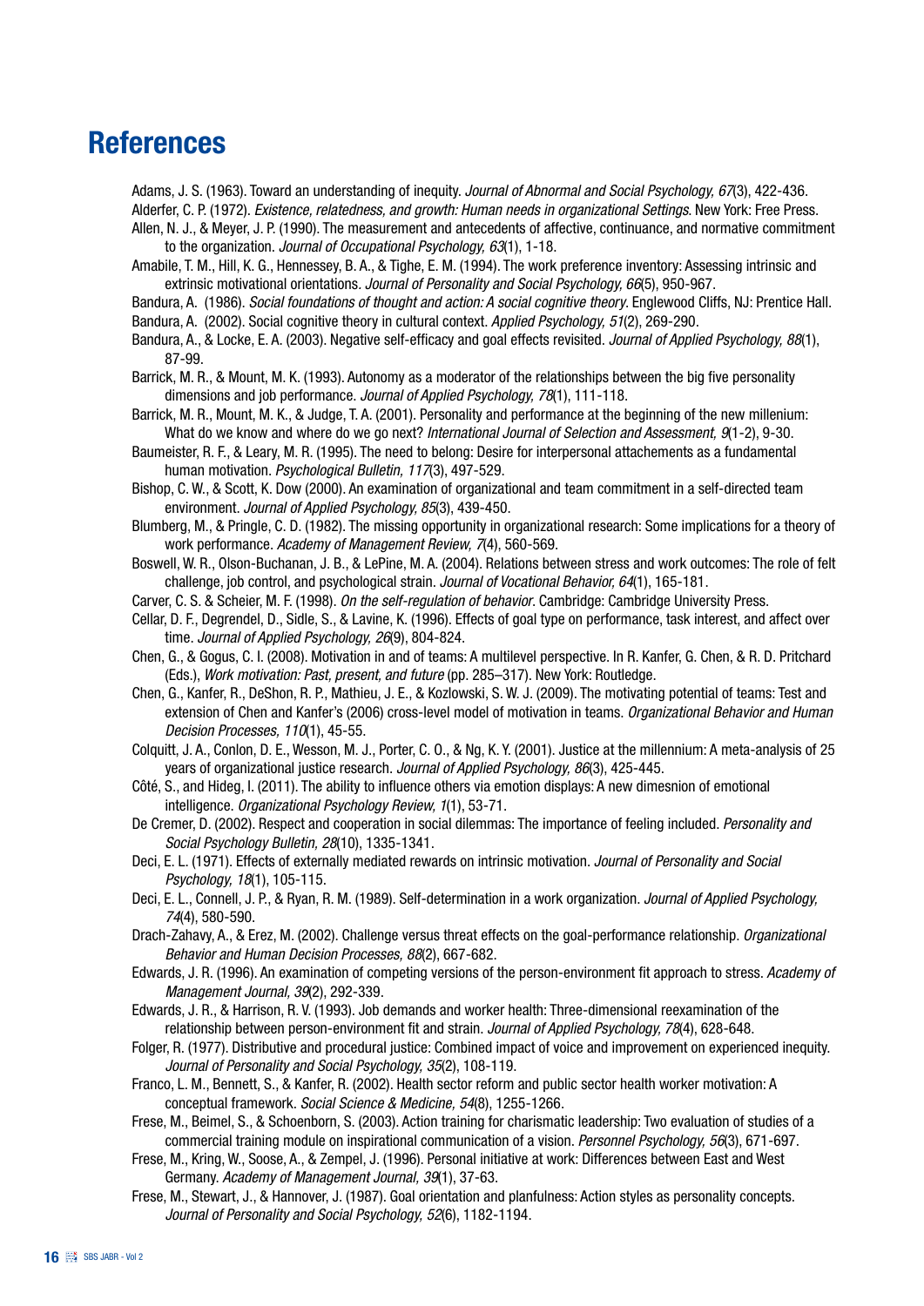# References

Adams, J. S. (1963). Toward an understanding of inequity. *Journal of Abnormal and Social Psychology, 67*(3), 422-436.

Alderfer, C. P. (1972). *Existence, relatedness, and growth: Human needs in organizational Settings*. New York: Free Press.

Allen, N. J., & Meyer, J. P. (1990). The measurement and antecedents of affective, continuance, and normative commitment to the organization. *Journal of Occupational Psychology, 63*(1), 1-18.

Amabile, T. M., Hill, K. G., Hennessey, B. A., & Tighe, E. M. (1994). The work preference inventory: Assessing intrinsic and extrinsic motivational orientations. *Journal of Personality and Social Psychology, 66*(5), 950-967.

Bandura, A. (1986). *Social foundations of thought and action: A social cognitive theory*. Englewood Cliffs, NJ: Prentice Hall.

Bandura, A. (2002). Social cognitive theory in cultural context. *Applied Psychology, 51*(2), 269-290.

Bandura, A., & Locke, E. A. (2003). Negative self-efficacy and goal effects revisited. *Journal of Applied Psychology, 88*(1), 87-99.

Barrick, M. R., & Mount, M. K. (1993). Autonomy as a moderator of the relationships between the big five personality dimensions and job performance. *Journal of Applied Psychology, 78*(1), 111-118.

Barrick, M. R., Mount, M. K., & Judge, T. A. (2001). Personality and performance at the beginning of the new millenium: What do we know and where do we go next? *International Journal of Selection and Assessment, 9*(1-2), 9-30.

Baumeister, R. F., & Leary, M. R. (1995). The need to belong: Desire for interpersonal attachements as a fundamental human motivation. *Psychological Bulletin, 117*(3), 497-529.

Bishop, C. W., & Scott, K. Dow (2000). An examination of organizational and team commitment in a self-directed team environment. *Journal of Applied Psychology, 85*(3), 439-450.

Blumberg, M., & Pringle, C. D. (1982). The missing opportunity in organizational research: Some implications for a theory of work performance. *Academy of Management Review, 7*(4), 560-569.

Boswell, W. R., Olson-Buchanan, J. B., & LePine, M. A. (2004). Relations between stress and work outcomes: The role of felt challenge, job control, and psychological strain. *Journal of Vocational Behavior, 64*(1), 165-181.

Carver, C. S. & Scheier, M. F. (1998). *On the self-regulation of behavior*. Cambridge: Cambridge University Press.

Cellar, D. F., Degrendel, D., Sidle, S., & Lavine, K. (1996). Effects of goal type on performance, task interest, and affect over time. *Journal of Applied Psychology, 26*(9), 804-824.

Chen, G., & Gogus, C. I. (2008). Motivation in and of teams: A multilevel perspective. In R. Kanfer, G. Chen, & R. D. Pritchard (Eds.), *Work motivation: Past, present, and future* (pp. 285–317). New York: Routledge.

Chen, G., Kanfer, R., DeShon, R. P., Mathieu, J. E., & Kozlowski, S. W. J. (2009). The motivating potential of teams: Test and extension of Chen and Kanfer's (2006) cross-level model of motivation in teams. *Organizational Behavior and Human Decision Processes, 110*(1), 45-55.

Colquitt, J. A., Conlon, D. E., Wesson, M. J., Porter, C. O., & Ng, K. Y. (2001). Justice at the millennium: A meta-analysis of 25 years of organizational justice research. *Journal of Applied Psychology, 86*(3), 425-445.

Côté, S., and Hideg, I. (2011). The ability to influence others via emotion displays: A new dimesnion of emotional intelligence. *Organizational Psychology Review, 1*(1), 53-71.

De Cremer, D. (2002). Respect and cooperation in social dilemmas: The importance of feeling included. *Personality and Social Psychology Bulletin, 28*(10), 1335-1341.

Deci, E. L. (1971). Effects of externally mediated rewards on intrinsic motivation. *Journal of Personality and Social Psychology, 18*(1), 105-115.

Deci, E. L., Connell, J. P., & Ryan, R. M. (1989). Self-determination in a work organization. *Journal of Applied Psychology, 74*(4), 580-590.

Drach-Zahavy, A., & Erez, M. (2002). Challenge versus threat effects on the goal-performance relationship. *Organizational Behavior and Human Decision Processes, 88*(2), 667-682.

Edwards, J. R. (1996). An examination of competing versions of the person-environment fit approach to stress. *Academy of Management Journal, 39*(2), 292-339.

Edwards, J. R., & Harrison, R. V. (1993). Job demands and worker health: Three-dimensional reexamination of the relationship between person-environment fit and strain. *Journal of Applied Psychology, 78*(4), 628-648.

Folger, R. (1977). Distributive and procedural justice: Combined impact of voice and improvement on experienced inequity. *Journal of Personality and Social Psychology, 35*(2), 108-119.

Franco, L. M., Bennett, S., & Kanfer, R. (2002). Health sector reform and public sector health worker motivation: A conceptual framework. *Social Science & Medicine, 54*(8), 1255-1266.

Frese, M., Beimel, S., & Schoenborn, S. (2003). Action training for charismatic leadership: Two evaluation of studies of a commercial training module on inspirational communication of a vision. *Personnel Psychology, 56*(3), 671-697.

Frese, M., Kring, W., Soose, A., & Zempel, J. (1996). Personal initiative at work: Differences between East and West Germany. *Academy of Management Journal, 39*(1), 37-63.

Frese, M., Stewart, J., & Hannover, J. (1987). Goal orientation and planfulness: Action styles as personality concepts. *Journal of Personality and Social Psychology, 52*(6), 1182-1194.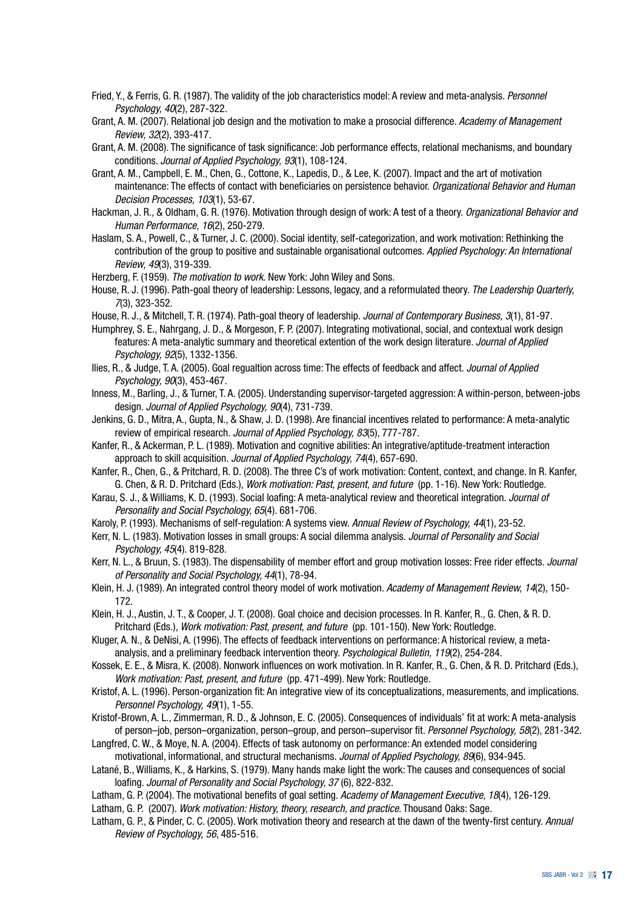Fried, Y., & Ferris, G. R. (1987). The validity of the job characteristics model: A review and meta-analysis. *Personnel Psychology, 40*(2), 287-322.

Grant, A. M. (2007). Relational job design and the motivation to make a prosocial difference. *Academy of Management Review, 32*(2), 393-417.

Grant, A. M. (2008). The significance of task significance: Job performance effects, relational mechanisms, and boundary conditions. *Journal of Applied Psychology, 93*(1), 108-124.

Grant, A. M., Campbell, E. M., Chen, G., Cottone, K., Lapedis, D., & Lee, K. (2007). Impact and the art of motivation maintenance: The effects of contact with beneficiaries on persistence behavior. *Organizational Behavior and Human Decision Processes, 103*(1), 53-67.

Hackman, J. R., & Oldham, G. R. (1976). Motivation through design of work: A test of a theory. *Organizational Behavior and Human Performance, 16*(2), 250-279.

Haslam, S. A., Powell, C., & Turner, J. C. (2000). Social identity, self-categorization, and work motivation: Rethinking the contribution of the group to positive and sustainable organisational outcomes. *Applied Psychology: An International Review, 49*(3), 319-339.

Herzberg, F. (1959). *The motivation to work*. New York: John Wiley and Sons.

House, R. J. (1996). Path-goal theory of leadership: Lessons, legacy, and a reformulated theory. *The Leadership Quarterly, 7*(3), 323-352.

House, R. J., & Mitchell, T. R. (1974). Path-goal theory of leadership. *Journal of Contemporary Business, 3*(1), 81-97.

Humphrey, S. E., Nahrgang, J. D., & Morgeson, F. P. (2007). Integrating motivational, social, and contextual work design features: A meta-analytic summary and theoretical extention of the work design literature. *Journal of Applied Psychology, 92*(5), 1332-1356.

Ilies, R., & Judge, T. A. (2005). Goal regualtion across time: The effects of feedback and affect. *Journal of Applied Psychology, 90*(3), 453-467.

Inness, M., Barling, J., & Turner, T. A. (2005). Understanding supervisor-targeted aggression: A within-person, between-jobs design. *Journal of Applied Psychology, 90*(4), 731-739.

Jenkins, G. D., Mitra, A., Gupta, N., & Shaw, J. D. (1998). Are financial incentives related to performance: A meta-analytic review of empirical research. *Journal of Applied Psychology, 83*(5), 777-787.

Kanfer, R., & Ackerman, P. L. (1989). Motivation and cognitive abilities: An integrative/aptitude-treatment interaction approach to skill acquisition. *Journal of Applied Psychology, 74*(4), 657-690.

Kanfer, R., Chen, G., & Pritchard, R. D. (2008). The three C's of work motivation: Content, context, and change. In R. Kanfer, G. Chen, & R. D. Pritchard (Eds.), *Work motivation: Past, present, and future* (pp. 1-16). New York: Routledge.

Karau, S. J., & Williams, K. D. (1993). Social loafing: A meta-analytical review and theoretical integration. *Journal of Personality and Social Psychology, 65*(4). 681-706.

Karoly, P. (1993). Mechanisms of self-regulation: A systems view. *Annual Review of Psychology, 44*(1), 23-52.

Kerr, N. L. (1983). Motivation losses in small groups: A social dilemma analysis. *Journal of Personality and Social Psychology, 45*(4). 819-828.

Kerr, N. L., & Bruun, S. (1983). The dispensability of member effort and group motivation losses: Free rider effects. *Journal of Personality and Social Psychology, 44*(1), 78-94.

Klein, H. J. (1989). An integrated control theory model of work motivation. *Academy of Management Review, 14*(2), 150-172.

Klein, H. J., Austin, J. T., & Cooper, J. T. (2008). Goal choice and decision processes. In R. Kanfer, R., G. Chen, & R. D. Pritchard (Eds.), *Work motivation: Past, present, and future* (pp. 101-150). New York: Routledge.

Kluger, A. N., & DeNisi, A. (1996). The effects of feedback interventions on performance: A historical review, a meta-analysis, and a preliminary feedback intervention theory. *Psychological Bulletin, 119*(2), 254-284.

Kossek, E. E., & Misra, K. (2008). Nonwork influences on work motivation. In R. Kanfer, R., G. Chen, & R. D. Pritchard (Eds.), *Work motivation: Past, present, and future* (pp. 471-499). New York: Routledge.

Kristof, A. L. (1996). Person-organization fit: An integrative view of its conceptualizations, measurements, and implications. *Personnel Psychology, 49*(1), 1-55.

Kristof-Brown, A. L., Zimmerman, R. D., & Johnson, E. C. (2005). Consequences of individuals' fit at work: A meta-analysis of person–job, person–organization, person–group, and person–supervisor fit. *Personnel Psychology, 58*(2), 281-342.

Langfred, C. W., & Moye, N. A. (2004). Effects of task autonomy on performance: An extended model considering motivational, informational, and structural mechanisms. *Journal of Applied Psychology, 89*(6), 934-945.

Latané, B., Williams, K., & Harkins, S. (1979). Many hands make light the work: The causes and consequences of social loafing. *Journal of Personality and Social Psychology, 37* (6), 822-832.

Latham, G. P. (2004). The motivational benefits of goal setting. *Academy of Management Executive, 18*(4), 126-129.

Latham, G. P. (2007). *Work motivation: History, theory, research, and practice*. Thousand Oaks: Sage.

Latham, G. P., & Pinder, C. C. (2005). Work motivation theory and research at the dawn of the twenty-first century. *Annual Review of Psychology, 56*, 485-516.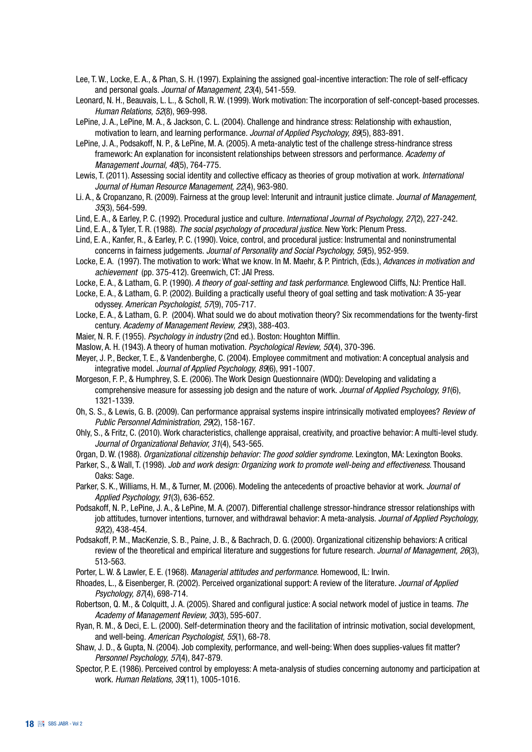Lee, T. W., Locke, E. A., & Phan, S. H. (1997). Explaining the assigned goal-incentive interaction: The role of self-efficacy and personal goals. *Journal of Management, 23*(4), 541-559.

Leonard, N. H., Beauvais, L. L., & Scholl, R. W. (1999). Work motivation: The incorporation of self-concept-based processes. *Human Relations, 52*(8), 969-998.

LePine, J. A., LePine, M. A., & Jackson, C. L. (2004). Challenge and hindrance stress: Relationship with exhaustion, motivation to learn, and learning performance. *Journal of Applied Psychology, 89*(5), 883-891.

LePine, J. A., Podsakoff, N. P., & LePine, M. A. (2005). A meta-analytic test of the challenge stress-hindrance stress framework: An explanation for inconsistent relationships between stressors and performance. *Academy of Management Journal, 48*(5), 764-775.

Lewis, T. (2011). Assessing social identity and collective efficacy as theories of group motivation at work. *International Journal of Human Resource Management, 22*(4), 963-980.

Li. A., & Cropanzano, R. (2009). Fairness at the group level: Interunit and intraunit justice climate. *Journal of Management, 35*(3), 564-599.

Lind, E. A., & Earley, P. C. (1992). Procedural justice and culture. *International Journal of Psychology, 27*(2), 227-242.

Lind, E. A., & Tyler, T. R. (1988). *The social psychology of procedural justice*. New York: Plenum Press.

Lind, E. A., Kanfer, R., & Earley, P. C. (1990). Voice, control, and procedural justice: Instrumental and noninstrumental concerns in fairness judgements. *Journal of Personality and Social Psychology, 59*(5), 952-959.

Locke, E. A. (1997). The motivation to work: What we know. In M. Maehr, & P. Pintrich, (Eds.), *Advances in motivation and achievement* (pp. 375-412). Greenwich, CT: JAI Press.

Locke, E. A., & Latham, G. P. (1990). *A theory of goal-setting and task performance*. Englewood Cliffs, NJ: Prentice Hall.

Locke, E. A., & Latham, G. P. (2002). Building a practically useful theory of goal setting and task motivation: A 35-year odyssey. *American Psychologist, 57*(9), 705-717.

Locke, E. A., & Latham, G. P. (2004). What sould we do about motivation theory? Six recommendations for the twenty-first century. *Academy of Management Review, 29*(3), 388-403.

Maier, N. R. F. (1955). *Psychology in industry* (2nd ed.). Boston: Houghton Mifflin.

Maslow, A. H. (1943). A theory of human motivation. *Psychological Review, 50*(4), 370-396.

Meyer, J. P., Becker, T. E., & Vandenberghe, C. (2004). Employee commitment and motivation: A conceptual analysis and integrative model. *Journal of Applied Psychology, 89*(6), 991-1007.

Morgeson, F. P., & Humphrey, S. E. (2006). The Work Design Questionnaire (WDQ): Developing and validating a comprehensive measure for assessing job design and the nature of work. *Journal of Applied Psychology, 91*(6), 1321-1339.

Oh, S. S., & Lewis, G. B. (2009). Can performance appraisal systems inspire intrinsically motivated employees? *Review of Public Personnel Administration, 29*(2), 158-167.

Ohly, S., & Fritz, C. (2010). Work characteristics, challenge appraisal, creativity, and proactive behavior: A multi-level study. *Journal of Organizational Behavior, 31*(4), 543-565.

Organ, D. W. (1988). *Organizational citizenship behavior: The good soldier syndrome*. Lexington, MA: Lexington Books.

Parker, S., & Wall, T. (1998). *Job and work design: Organizing work to promote well-being and effectiveness*. Thousand Oaks: Sage.

Parker, S. K., Williams, H. M., & Turner, M. (2006). Modeling the antecedents of proactive behavior at work. *Journal of Applied Psychology, 91*(3), 636-652.

Podsakoff, N. P., LePine, J. A., & LePine, M. A. (2007). Differential challenge stressor-hindrance stressor relationships with job attitudes, turnover intentions, turnover, and withdrawal behavior: A meta-analysis. *Journal of Applied Psychology, 92*(2), 438-454.

Podsakoff, P. M., MacKenzie, S. B., Paine, J. B., & Bachrach, D. G. (2000). Organizational citizenship behaviors: A critical review of the theoretical and empirical literature and suggestions for future research. *Journal of Management, 26*(3), 513-563.

Porter, L. W. & Lawler, E. E. (1968). *Managerial attitudes and performance*. Homewood, IL: Irwin.

Rhoades, L., & Eisenberger, R. (2002). Perceived organizational support: A review of the literature. *Journal of Applied Psychology, 87*(4), 698-714.

Robertson, Q. M., & Colquitt, J. A. (2005). Shared and configural justice: A social network model of justice in teams. *The Academy of Management Review, 30*(3), 595-607.

Ryan, R. M., & Deci, E. L. (2000). Self-determination theory and the facilitation of intrinsic motivation, social development, and well-being. *American Psychologist, 55*(1), 68-78.

Shaw, J. D., & Gupta, N. (2004). Job complexity, performance, and well-being: When does supplies-values fit matter? *Personnel Psychology, 57*(4), 847-879.

Spector, P. E. (1986). Perceived control by employess: A meta-analysis of studies concerning autonomy and participation at work. *Human Relations, 39*(11), 1005-1016.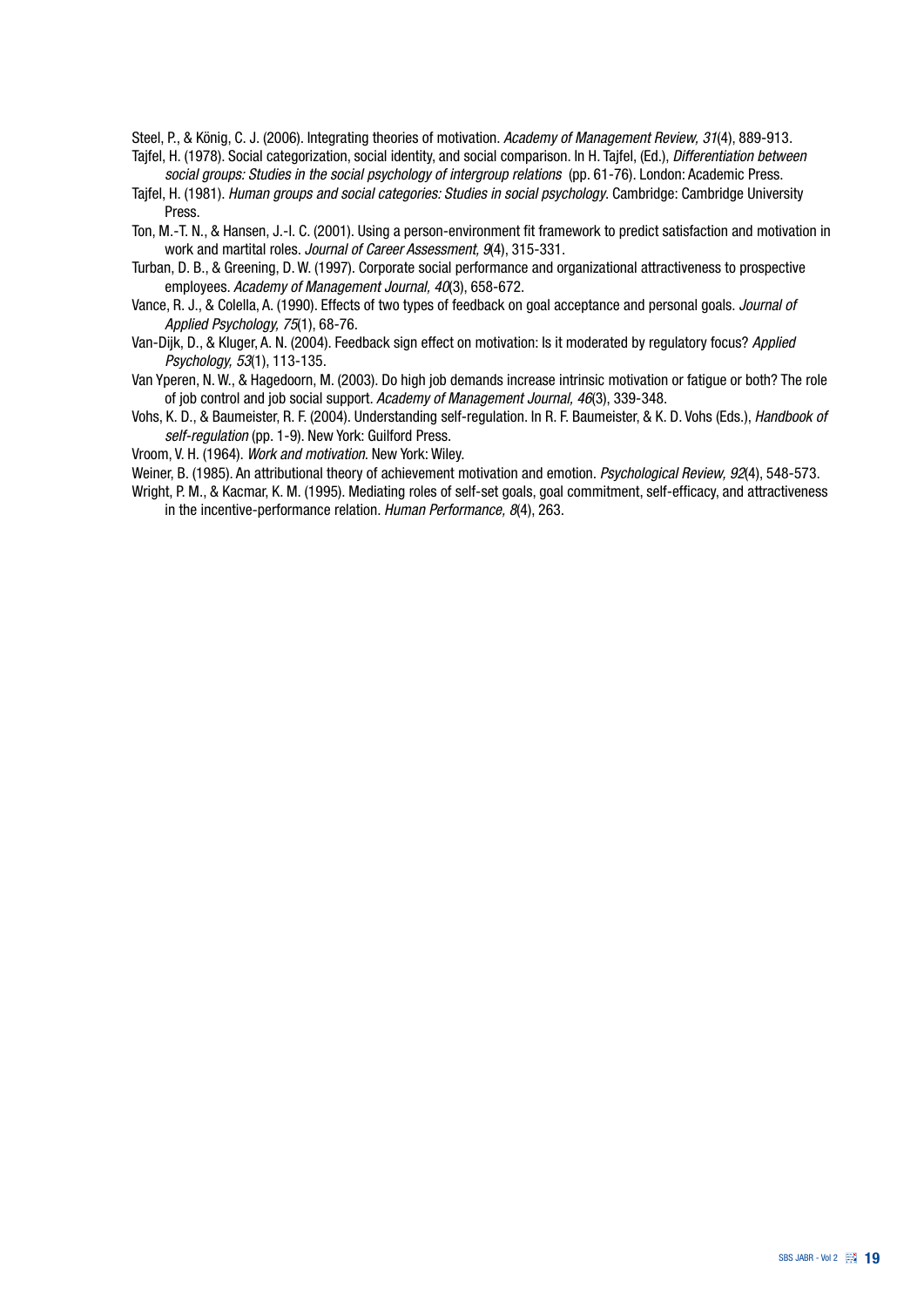Steel, P., & König, C. J. (2006). Integrating theories of motivation. *Academy of Management Review, 31*(4), 889-913.

Tajfel, H. (1978). Social categorization, social identity, and social comparison. In H. Tajfel, (Ed.), *Differentiation between social groups: Studies in the social psychology of intergroup relations* (pp. 61-76). London: Academic Press.

Tajfel, H. (1981). *Human groups and social categories: Studies in social psychology*. Cambridge: Cambridge University Press.

Ton, M.-T. N., & Hansen, J.-I. C. (2001). Using a person-environment fit framework to predict satisfaction and motivation in work and martital roles. *Journal of Career Assessment, 9*(4), 315-331.

Turban, D. B., & Greening, D. W. (1997). Corporate social performance and organizational attractiveness to prospective employees. *Academy of Management Journal, 40*(3), 658-672.

Vance, R. J., & Colella, A. (1990). Effects of two types of feedback on goal acceptance and personal goals. *Journal of Applied Psychology, 75*(1), 68-76.

Van-Dijk, D., & Kluger, A. N. (2004). Feedback sign effect on motivation: Is it moderated by regulatory focus? *Applied Psychology, 53*(1), 113-135.

Van Yperen, N. W., & Hagedoorn, M. (2003). Do high job demands increase intrinsic motivation or fatigue or both? The role of job control and job social support. *Academy of Management Journal, 46*(3), 339-348.

Vohs, K. D., & Baumeister, R. F. (2004). Understanding self-regulation. In R. F. Baumeister, & K. D. Vohs (Eds.), *Handbook of self-regulation* (pp. 1-9). New York: Guilford Press.

Vroom, V. H. (1964). *Work and motivation*. New York: Wiley.

Weiner, B. (1985). An attributional theory of achievement motivation and emotion. *Psychological Review, 92*(4), 548-573.

Wright, P. M., & Kacmar, K. M. (1995). Mediating roles of self-set goals, goal commitment, self-efficacy, and attractiveness in the incentive-performance relation. *Human Performance, 8*(4), 263.